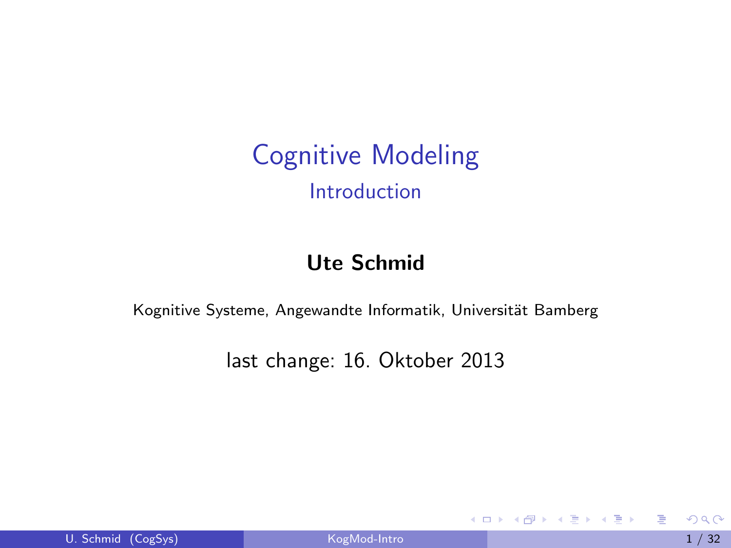# Cognitive Modeling

## Introduction

**Ute Schmid**

Kognitive Systeme, Angewandte Informatik, Universität Bamberg

last change: 16. Oktober 2013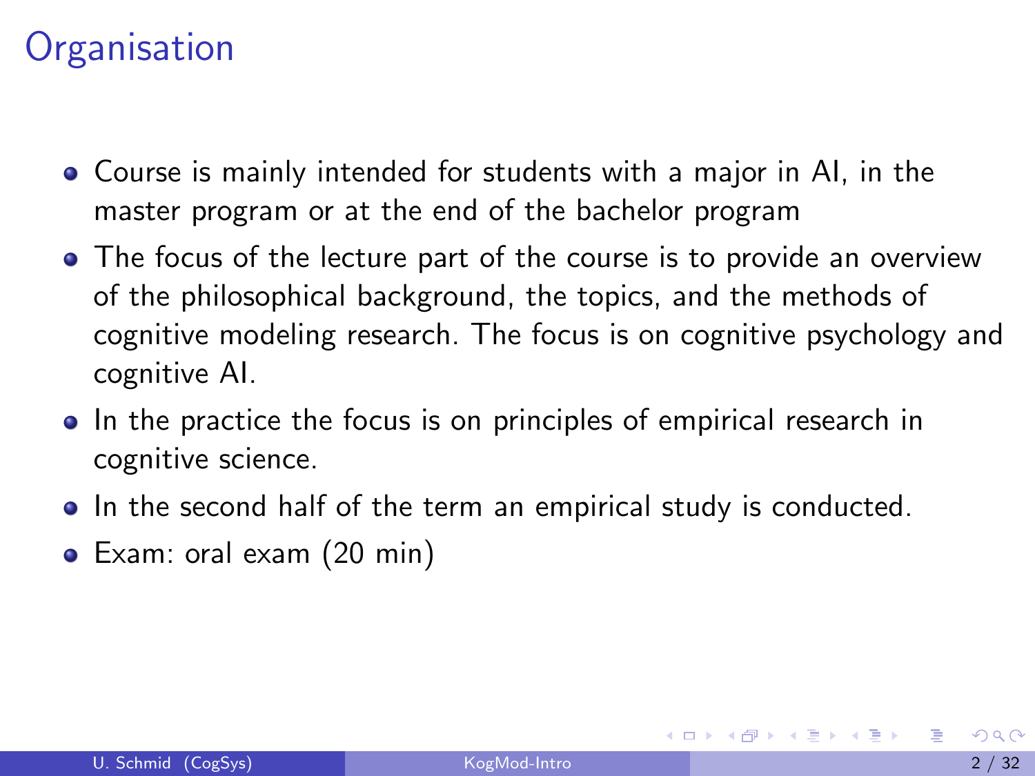# Organisation

- Course is mainly intended for students with a major in AI, in the master program or at the end of the bachelor program
- The focus of the lecture part of the course is to provide an overview of the philosophical background, the topics, and the methods of cognitive modeling research. The focus is on cognitive psychology and cognitive AI.
- In the practice the focus is on principles of empirical research in cognitive science.
- In the second half of the term an empirical study is conducted.
- Exam: oral exam (20 min)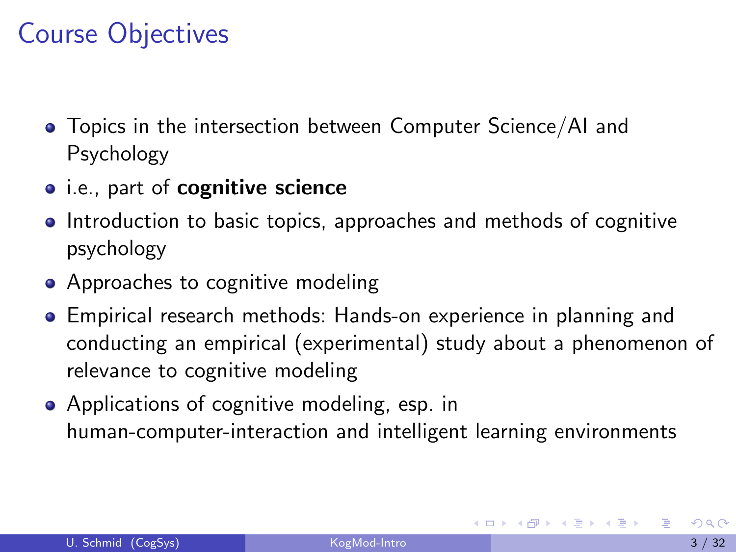# Course Objectives

- Topics in the intersection between Computer Science/AI and Psychology
- i.e., part of **cognitive science**
- Introduction to basic topics, approaches and methods of cognitive psychology
- Approaches to cognitive modeling
- Empirical research methods: Hands-on experience in planning and conducting an empirical (experimental) study about a phenomenon of relevance to cognitive modeling
- Applications of cognitive modeling, esp. in human-computer-interaction and intelligent learning environments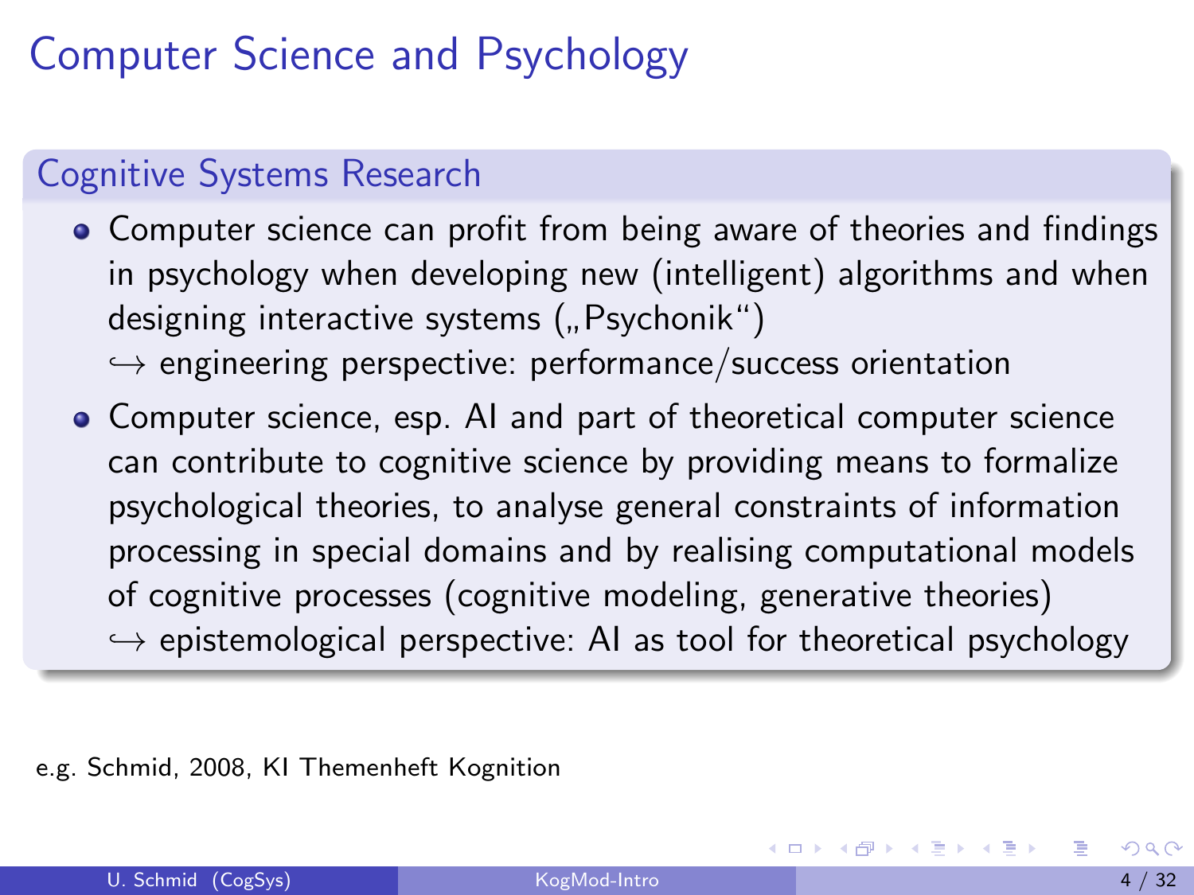# Computer Science and Psychology

## Cognitive Systems Research

- Computer science can profit from being aware of theories and findings in psychology when developing new (intelligent) algorithms and when designing interactive systems („Psychonik“)
  ↪ engineering perspective: performance/success orientation
- Computer science, esp. AI and part of theoretical computer science can contribute to cognitive science by providing means to formalize psychological theories, to analyse general constraints of information processing in special domains and by realising computational models of cognitive processes (cognitive modeling, generative theories)
  ↪ epistemological perspective: AI as tool for theoretical psychology

e.g. Schmid, 2008, KI Themenheft Kognition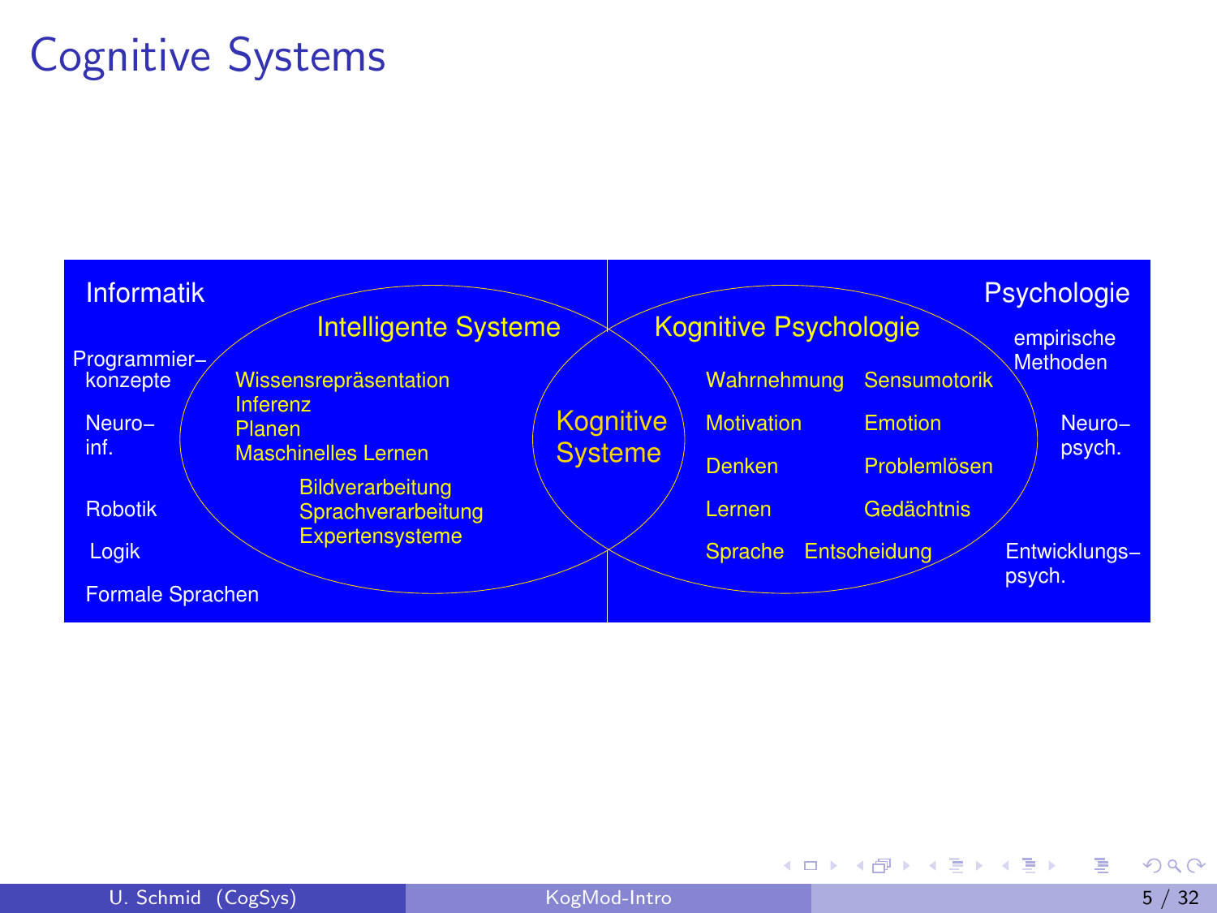# Cognitive Systems

Informatik

Programmier–konzepte

Neuro–inf.

Robotik

Logik

Formale Sprachen

Intelligente Systeme

Wissensrepräsentation
Inferenz
Planen
Maschinelles Lernen

Bildverarbeitung
Sprachverarbeitung
Expertensysteme

Kognitive Systeme

Kognitive Psychologie

Wahrnehmung Sensumotorik
Motivation Emotion
Denken Problemlösen
Lernen Gedächtnis
Sprache Entscheidung

Psychologie

empirische Methoden

Neuro–psych.

Entwicklungs–psych.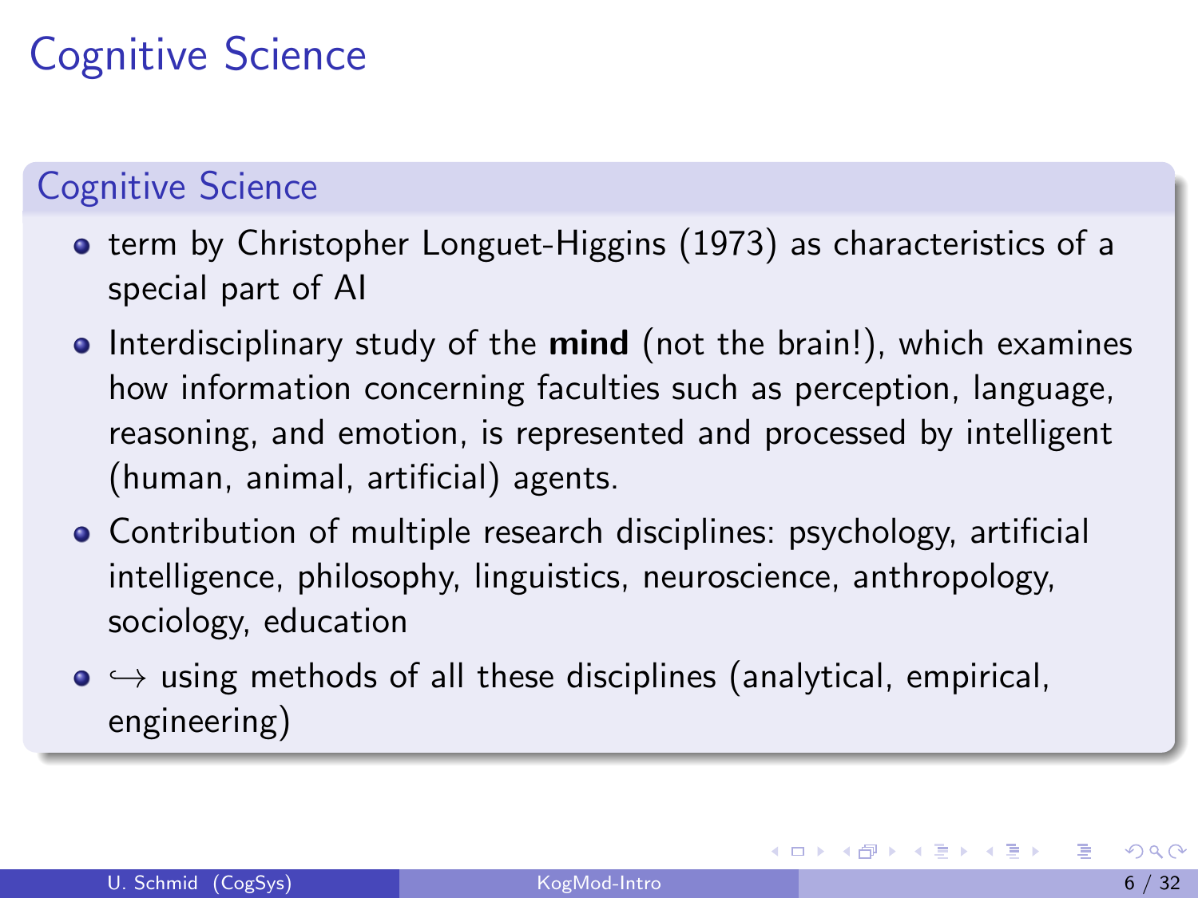# Cognitive Science

## Cognitive Science

- term by Christopher Longuet-Higgins (1973) as characteristics of a special part of AI
- Interdisciplinary study of the **mind** (not the brain!), which examines how information concerning faculties such as perception, language, reasoning, and emotion, is represented and processed by intelligent (human, animal, artificial) agents.
- Contribution of multiple research disciplines: psychology, artificial intelligence, philosophy, linguistics, neuroscience, anthropology, sociology, education
- $\hookrightarrow$ using methods of all these disciplines (analytical, empirical, engineering)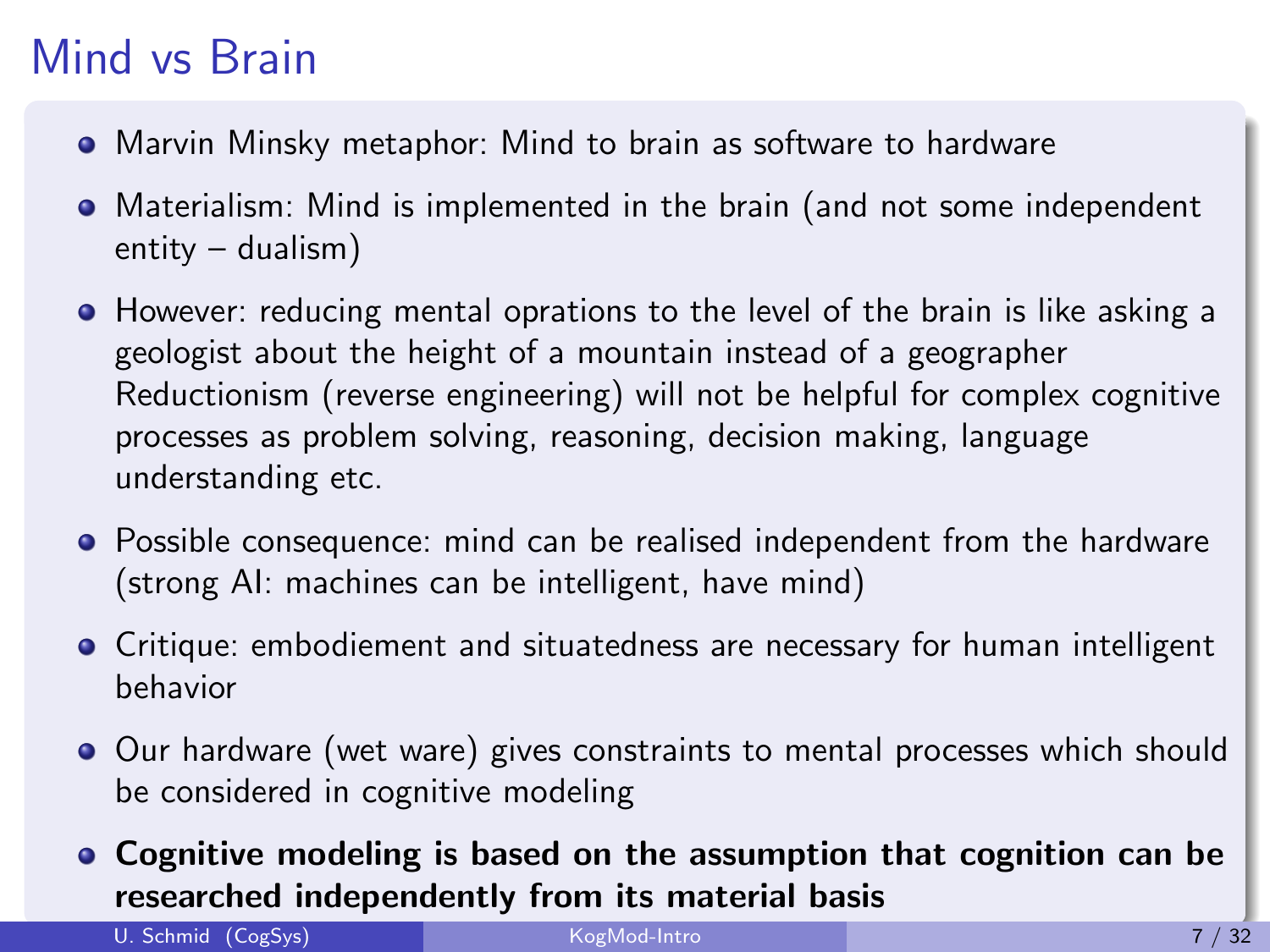# Mind vs Brain

- Marvin Minsky metaphor: Mind to brain as software to hardware
- Materialism: Mind is implemented in the brain (and not some independent entity – dualism)
- However: reducing mental oprations to the level of the brain is like asking a geologist about the height of a mountain instead of a geographer
  Reductionism (reverse engineering) will not be helpful for complex cognitive processes as problem solving, reasoning, decision making, language understanding etc.
- Possible consequence: mind can be realised independent from the hardware (strong AI: machines can be intelligent, have mind)
- Critique: embodiement and situatedness are necessary for human intelligent behavior
- Our hardware (wet ware) gives constraints to mental processes which should be considered in cognitive modeling
- **Cognitive modeling is based on the assumption that cognition can be researched independently from its material basis**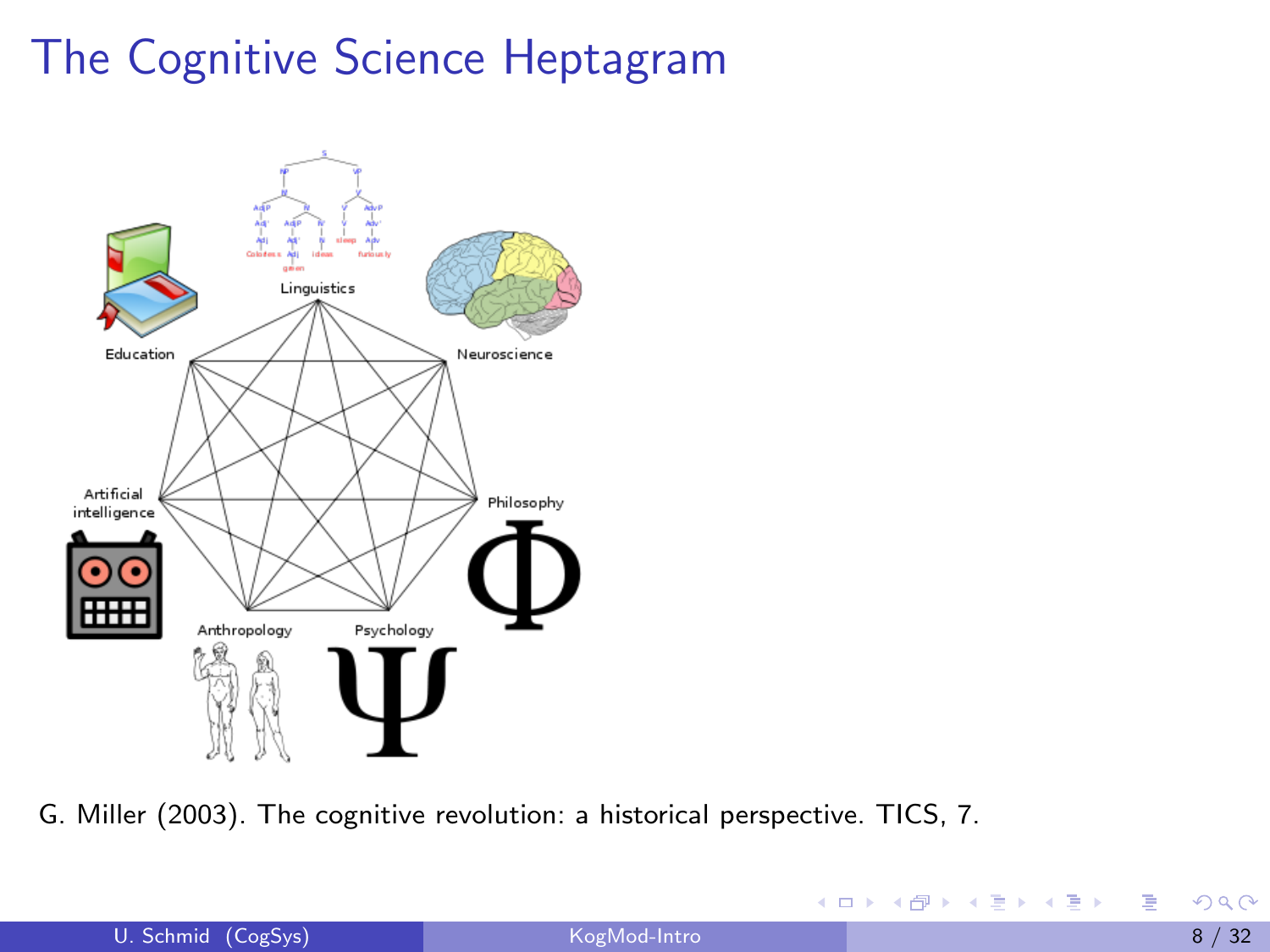# The Cognitive Science Heptagram

Linguistics

Education

Neuroscience

Artificial intelligence

Philosophy

Anthropology

Psychology

G. Miller (2003). The cognitive revolution: a historical perspective. TICS, 7.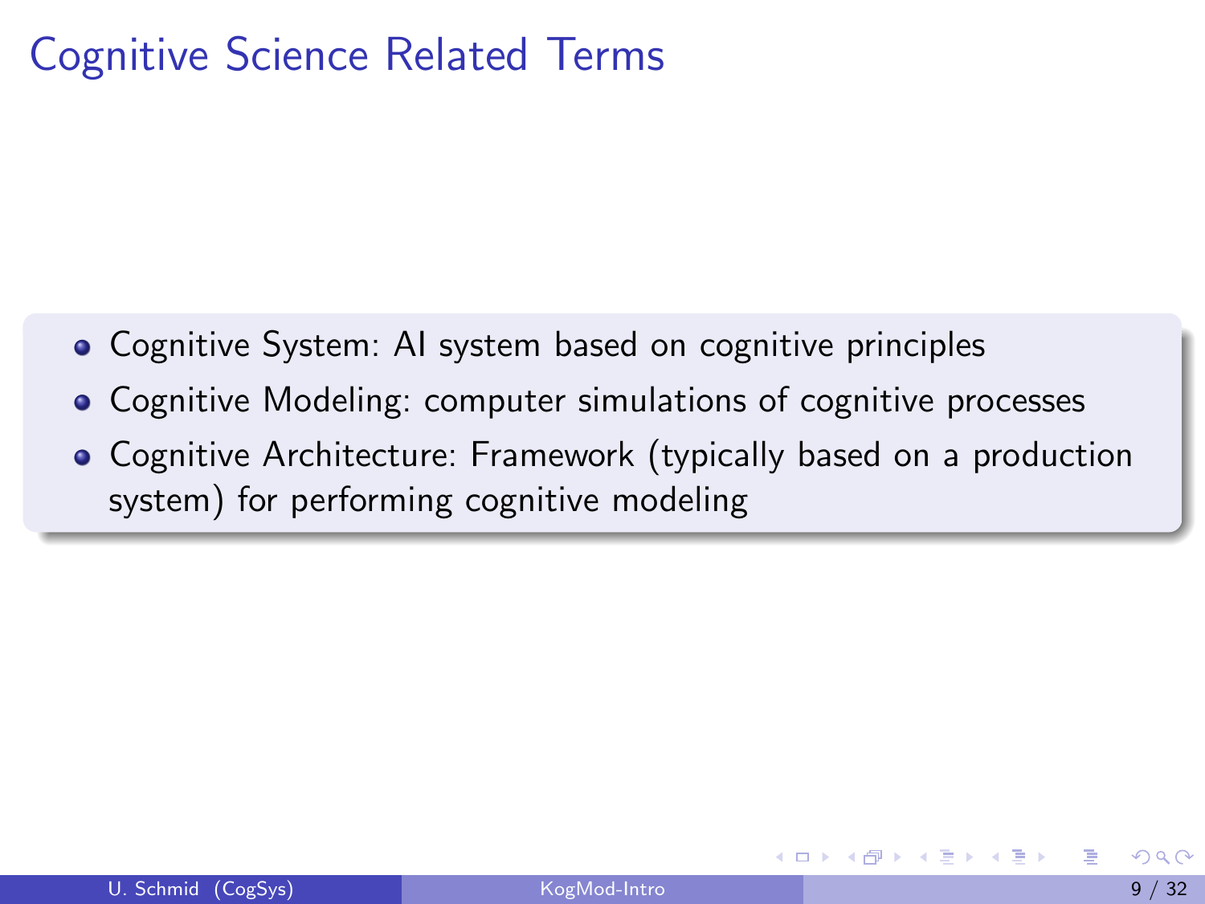# Cognitive Science Related Terms

- Cognitive System: AI system based on cognitive principles
- Cognitive Modeling: computer simulations of cognitive processes
- Cognitive Architecture: Framework (typically based on a production system) for performing cognitive modeling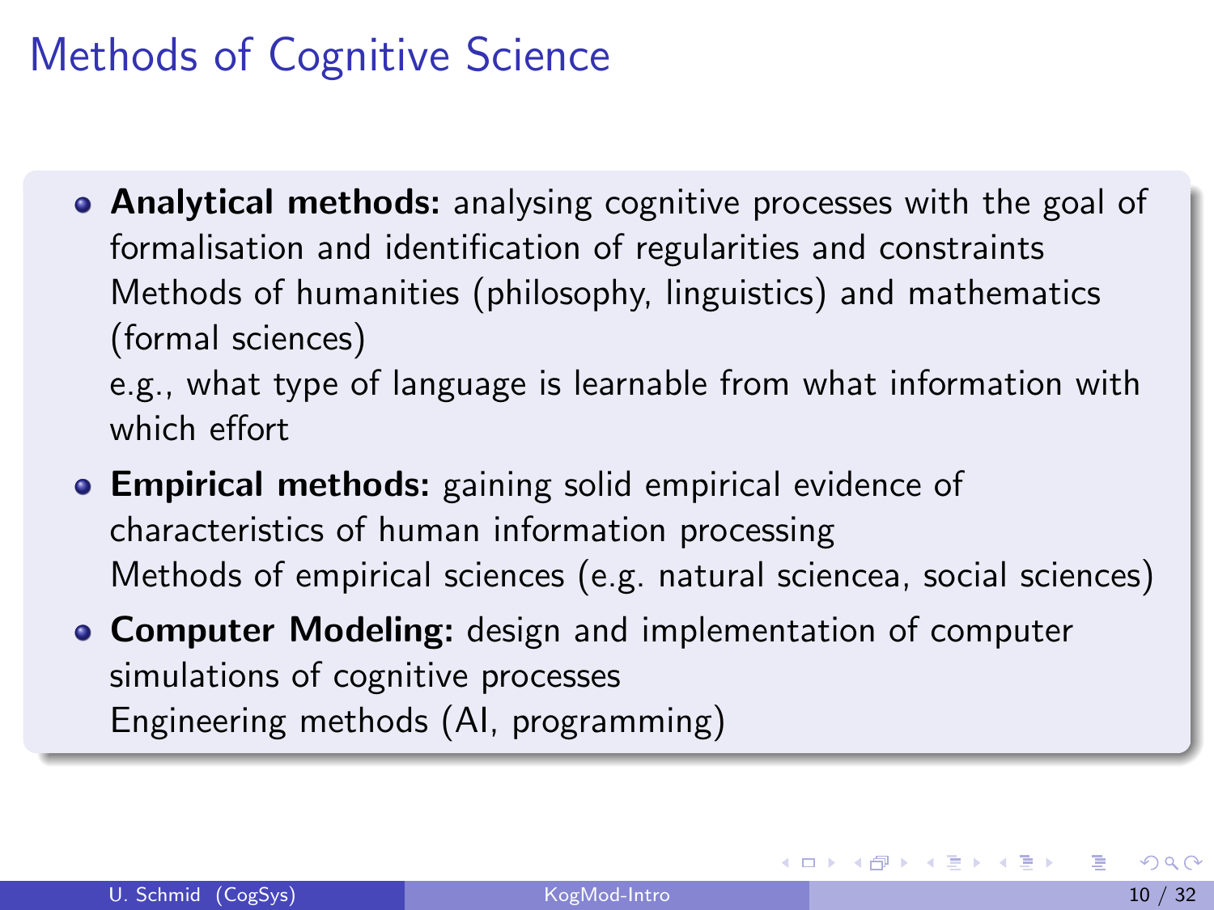# Methods of Cognitive Science

- **Analytical methods:** analysing cognitive processes with the goal of formalisation and identification of regularities and constraints
  Methods of humanities (philosophy, linguistics) and mathematics (formal sciences)
  e.g., what type of language is learnable from what information with which effort
- **Empirical methods:** gaining solid empirical evidence of characteristics of human information processing
  Methods of empirical sciences (e.g. natural sciencea, social sciences)
- **Computer Modeling:** design and implementation of computer simulations of cognitive processes
  Engineering methods (AI, programming)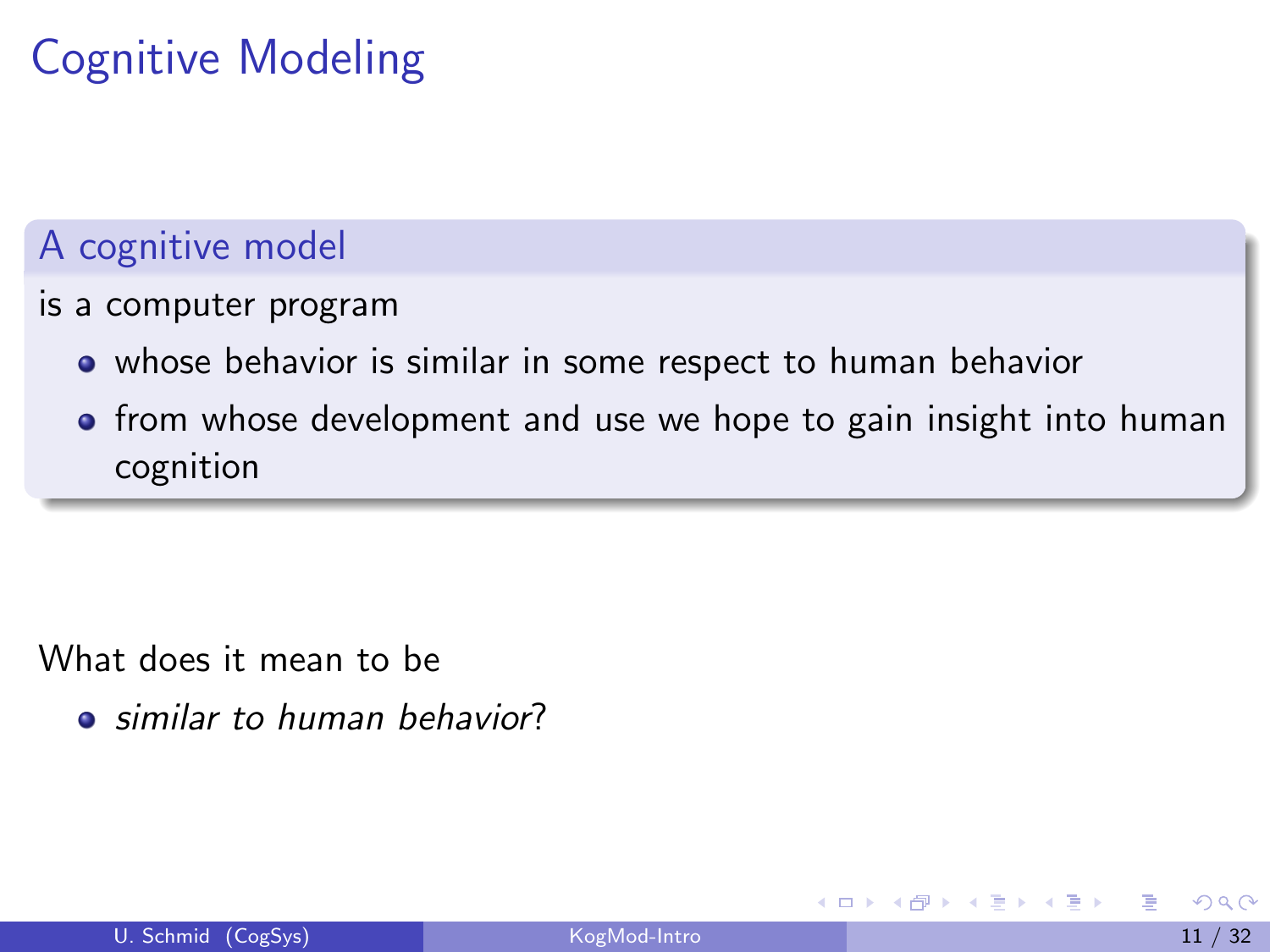# Cognitive Modeling

### A cognitive model

is a computer program

- whose behavior is similar in some respect to human behavior
- from whose development and use we hope to gain insight into human cognition

What does it mean to be

- *similar to human behavior*?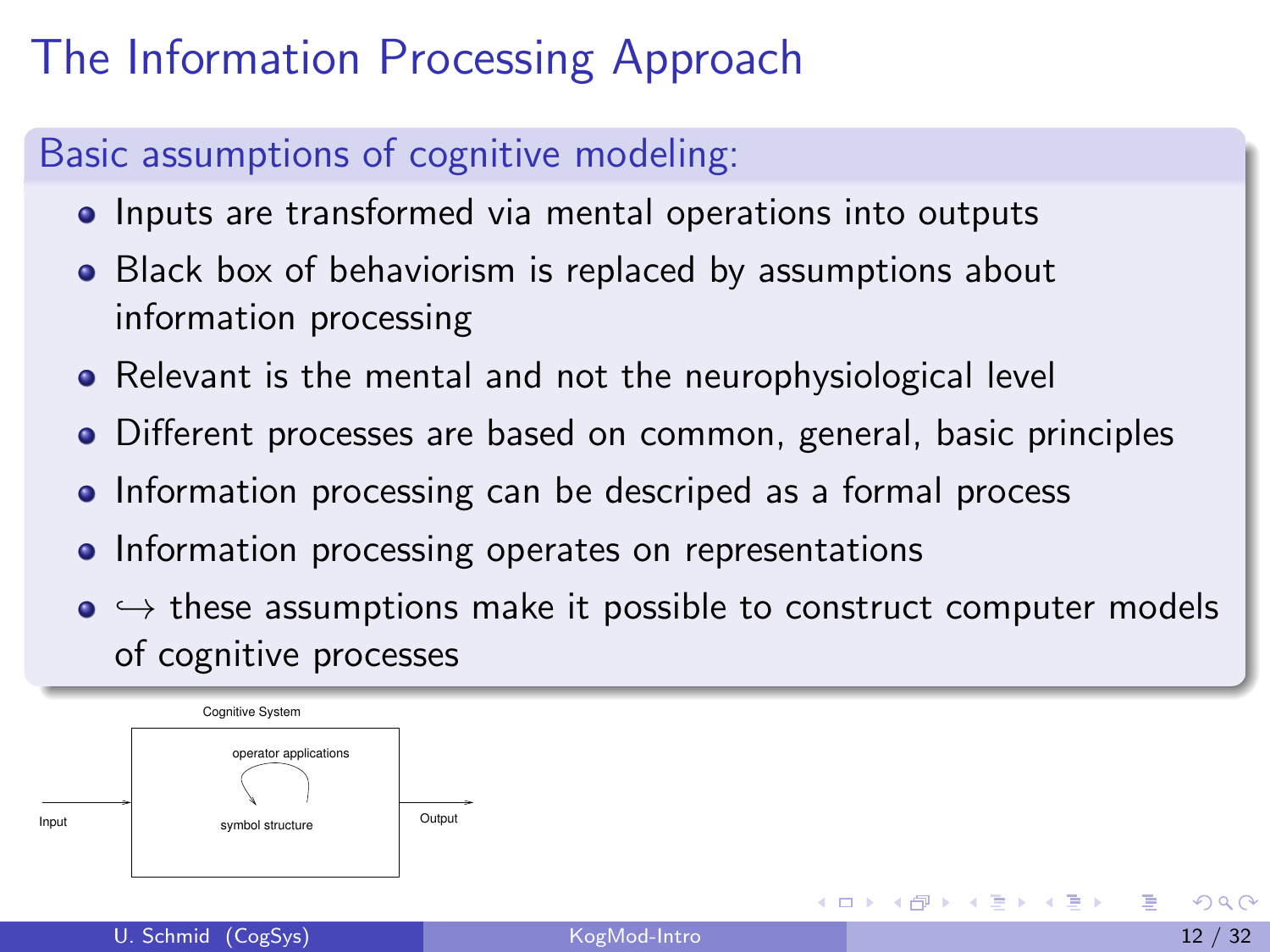# The Information Processing Approach

## Basic assumptions of cognitive modeling:

- Inputs are transformed via mental operations into outputs
- Black box of behaviorism is replaced by assumptions about information processing
- Relevant is the mental and not the neurophysiological level
- Different processes are based on common, general, basic principles
- Information processing can be descriped as a formal process
- Information processing operates on representations
- $\hookrightarrow$ these assumptions make it possible to construct computer models of cognitive processes

Cognitive System

Input → [operator applications / symbol structure] → Output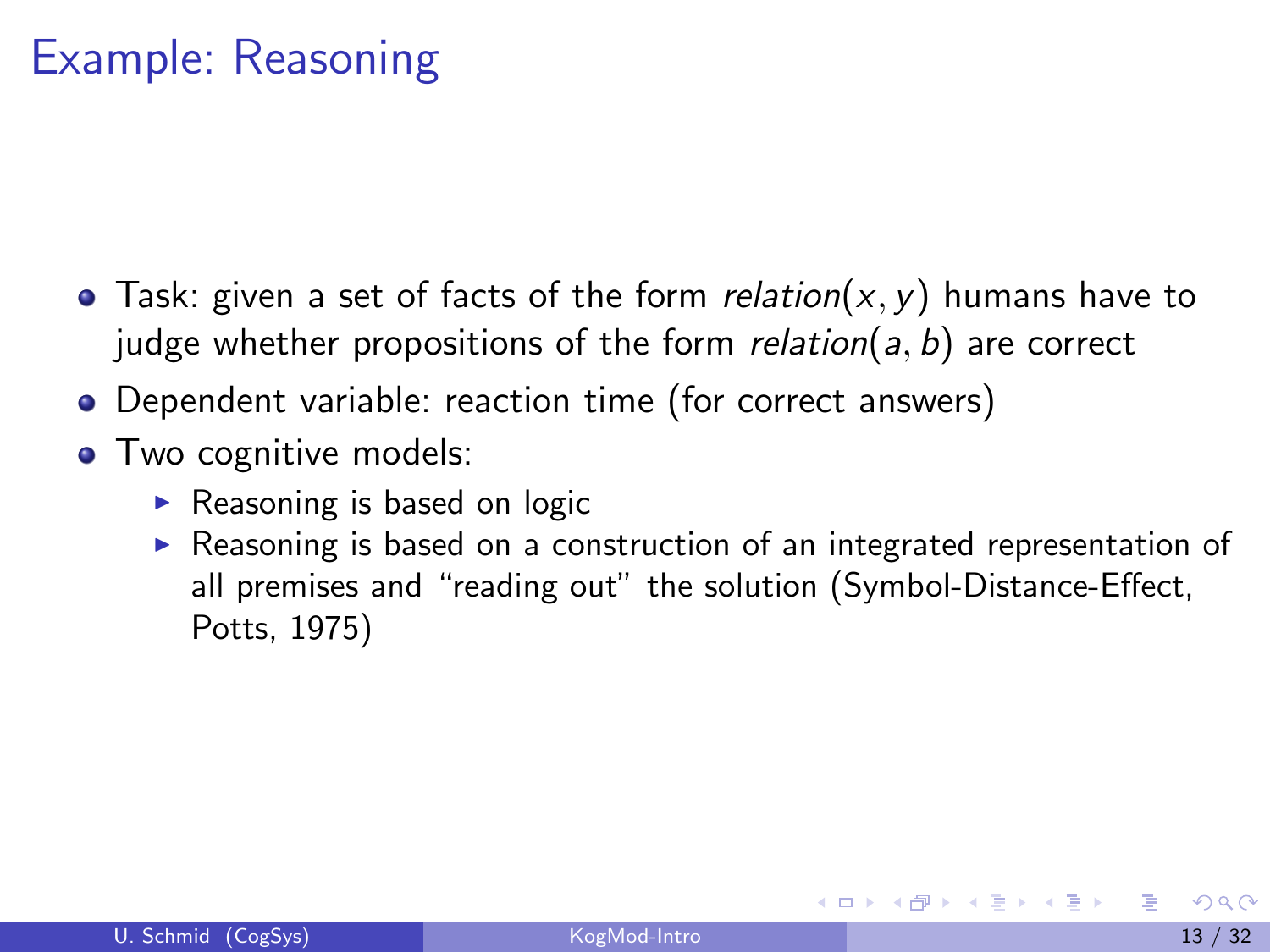# Example: Reasoning

- Task: given a set of facts of the form *relation*$(x, y)$ humans have to judge whether propositions of the form *relation*$(a, b)$ are correct
- Dependent variable: reaction time (for correct answers)
- Two cognitive models:
  - Reasoning is based on logic
  - Reasoning is based on a construction of an integrated representation of all premises and "reading out" the solution (Symbol-Distance-Effect, Potts, 1975)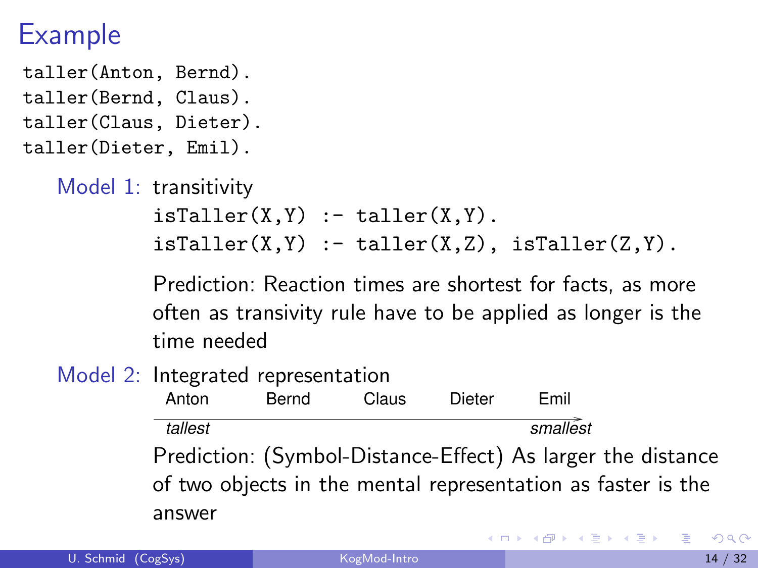# Example

```
taller(Anton, Bernd).
taller(Bernd, Claus).
taller(Claus, Dieter).
taller(Dieter, Emil).
```

**Model 1:** transitivity

```
isTaller(X,Y) :- taller(X,Y).
isTaller(X,Y) :- taller(X,Z), isTaller(Z,Y).
```

Prediction: Reaction times are shortest for facts, as more often as transivity rule have to be applied as longer is the time needed

**Model 2:** Integrated representation

Anton Bernd Claus Dieter Emil

*tallest* → *smallest*

Prediction: (Symbol-Distance-Effect) As larger the distance of two objects in the mental representation as faster is the answer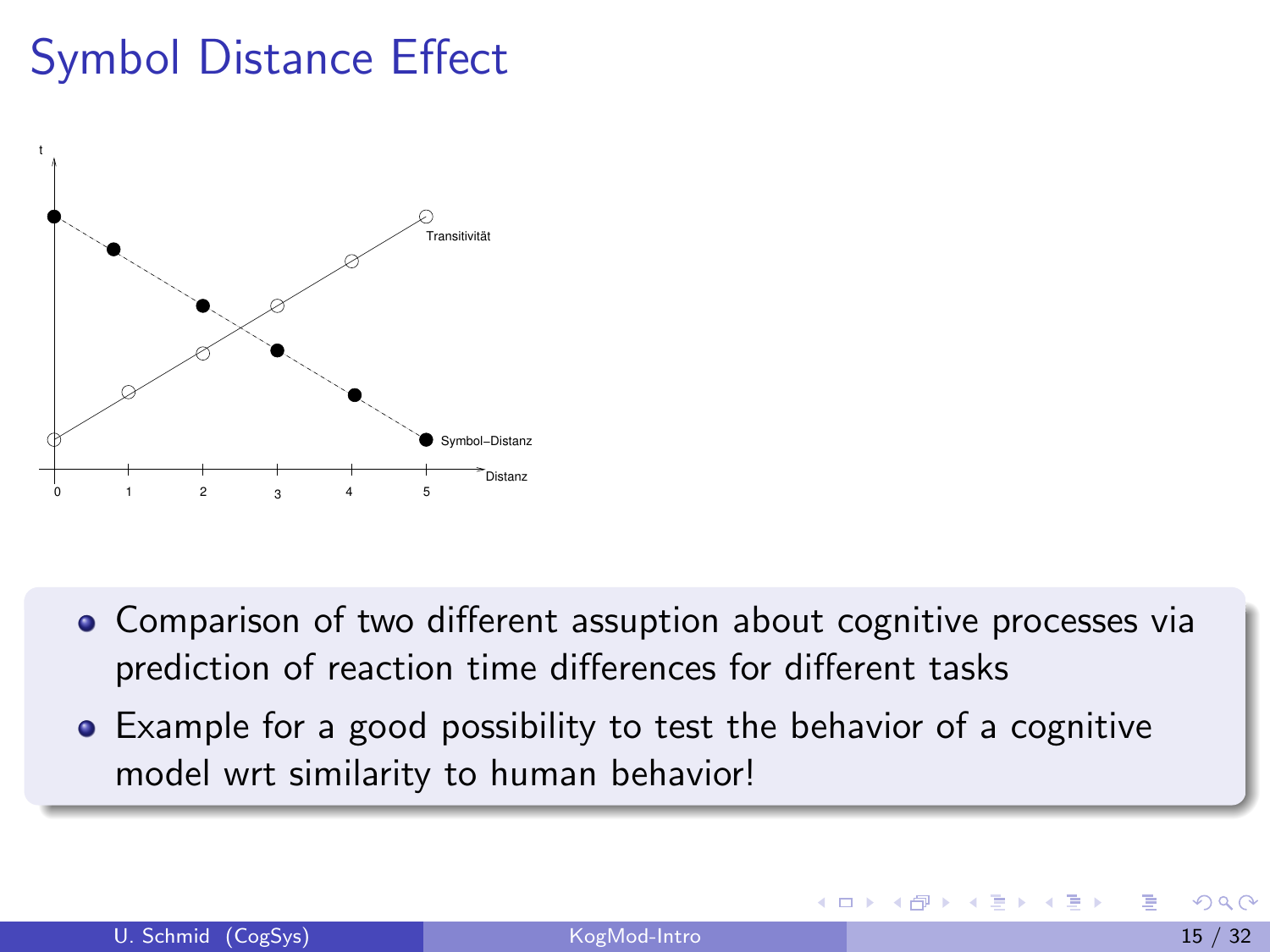# Symbol Distance Effect

- Comparison of two different assuption about cognitive processes via prediction of reaction time differences for different tasks
- Example for a good possibility to test the behavior of a cognitive model wrt similarity to human behavior!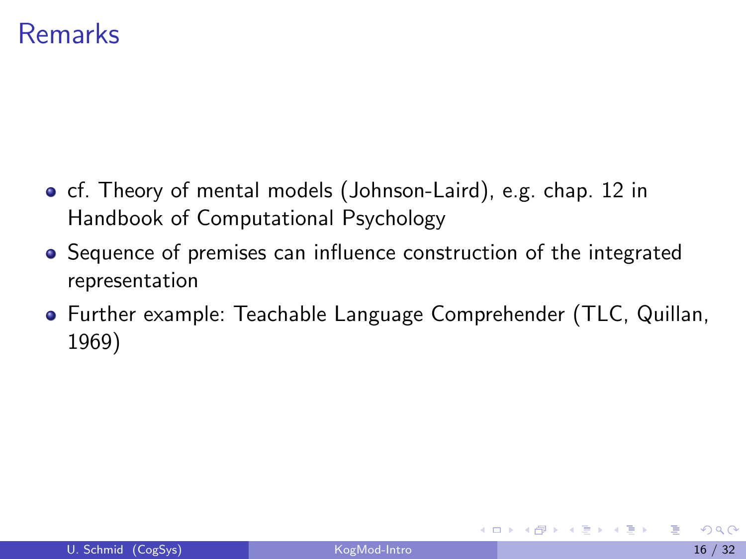# Remarks

- cf. Theory of mental models (Johnson-Laird), e.g. chap. 12 in Handbook of Computational Psychology
- Sequence of premises can influence construction of the integrated representation
- Further example: Teachable Language Comprehender (TLC, Quillan, 1969)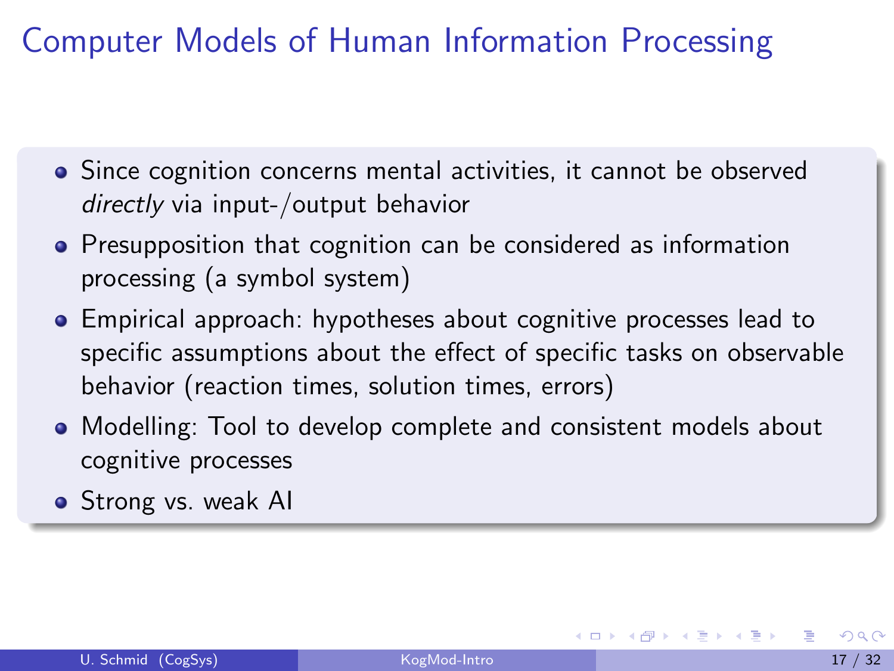# Computer Models of Human Information Processing

- Since cognition concerns mental activities, it cannot be observed *directly* via input-/output behavior
- Presupposition that cognition can be considered as information processing (a symbol system)
- Empirical approach: hypotheses about cognitive processes lead to specific assumptions about the effect of specific tasks on observable behavior (reaction times, solution times, errors)
- Modelling: Tool to develop complete and consistent models about cognitive processes
- Strong vs. weak AI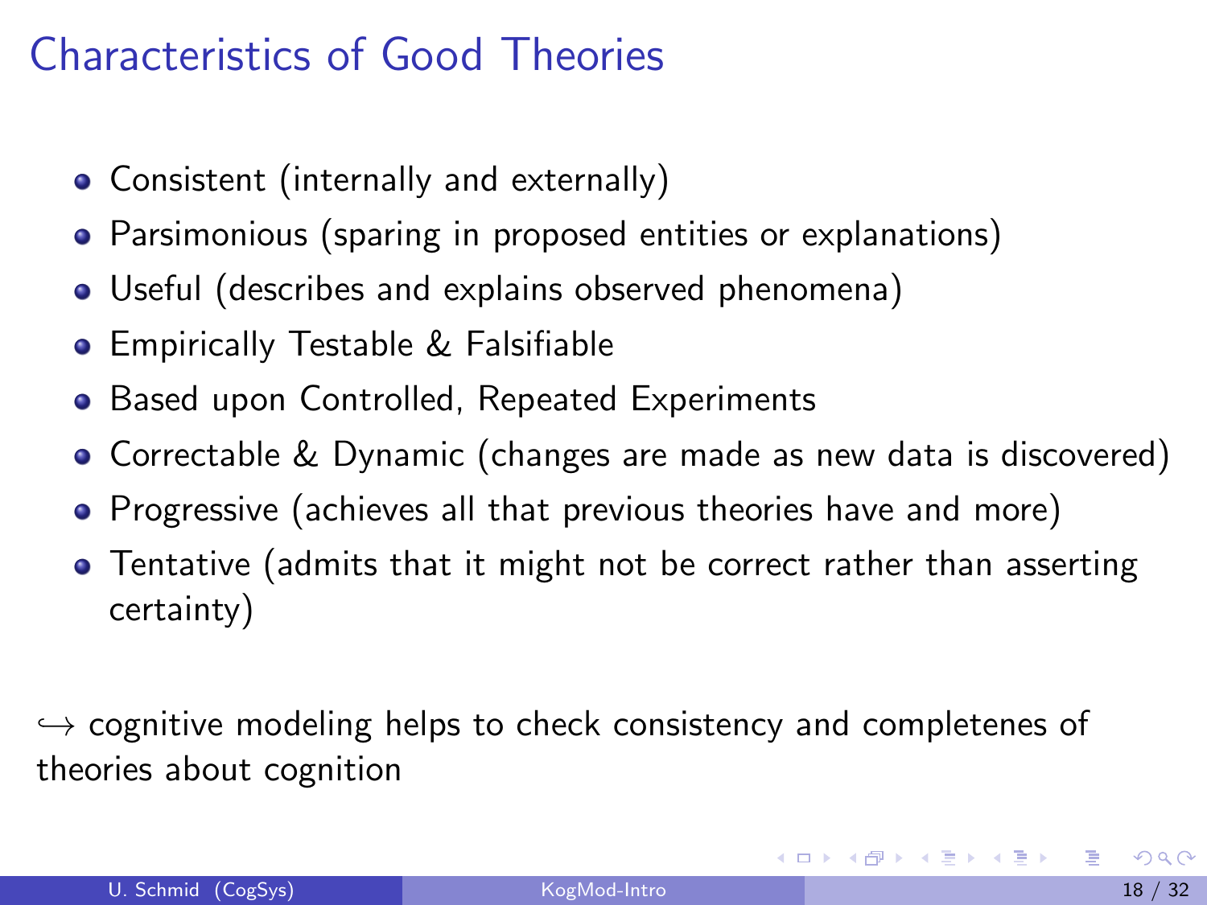# Characteristics of Good Theories

- Consistent (internally and externally)
- Parsimonious (sparing in proposed entities or explanations)
- Useful (describes and explains observed phenomena)
- Empirically Testable & Falsifiable
- Based upon Controlled, Repeated Experiments
- Correctable & Dynamic (changes are made as new data is discovered)
- Progressive (achieves all that previous theories have and more)
- Tentative (admits that it might not be correct rather than asserting certainty)

$\hookrightarrow$ cognitive modeling helps to check consistency and completenes of theories about cognition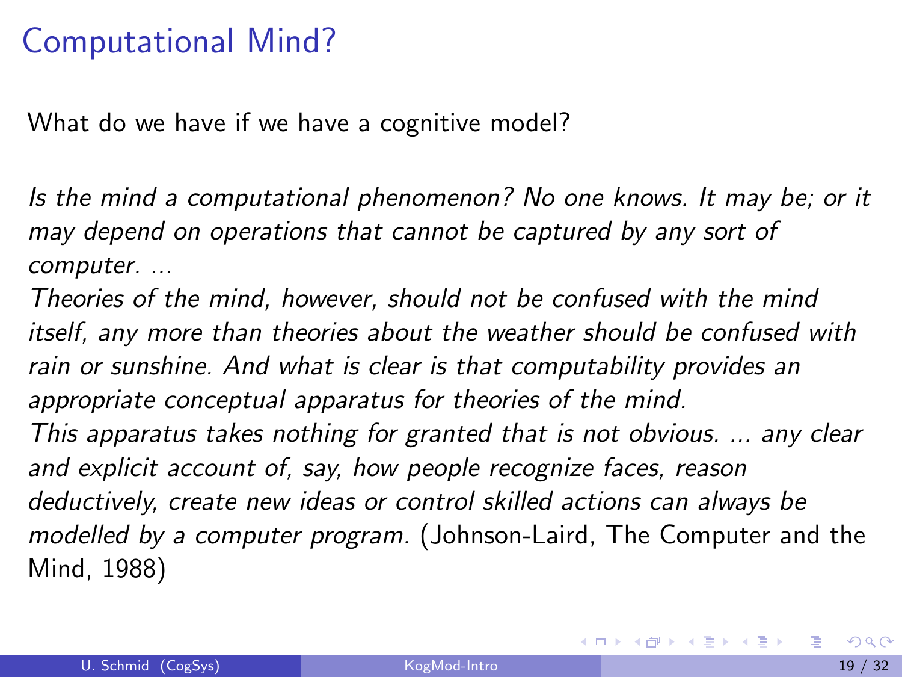# Computational Mind?

What do we have if we have a cognitive model?

*Is the mind a computational phenomenon? No one knows. It may be; or it may depend on operations that cannot be captured by any sort of computer. ...*
*Theories of the mind, however, should not be confused with the mind itself, any more than theories about the weather should be confused with rain or sunshine. And what is clear is that computability provides an appropriate conceptual apparatus for theories of the mind.*
*This apparatus takes nothing for granted that is not obvious. ... any clear and explicit account of, say, how people recognize faces, reason deductively, create new ideas or control skilled actions can always be modelled by a computer program.* (Johnson-Laird, The Computer and the Mind, 1988)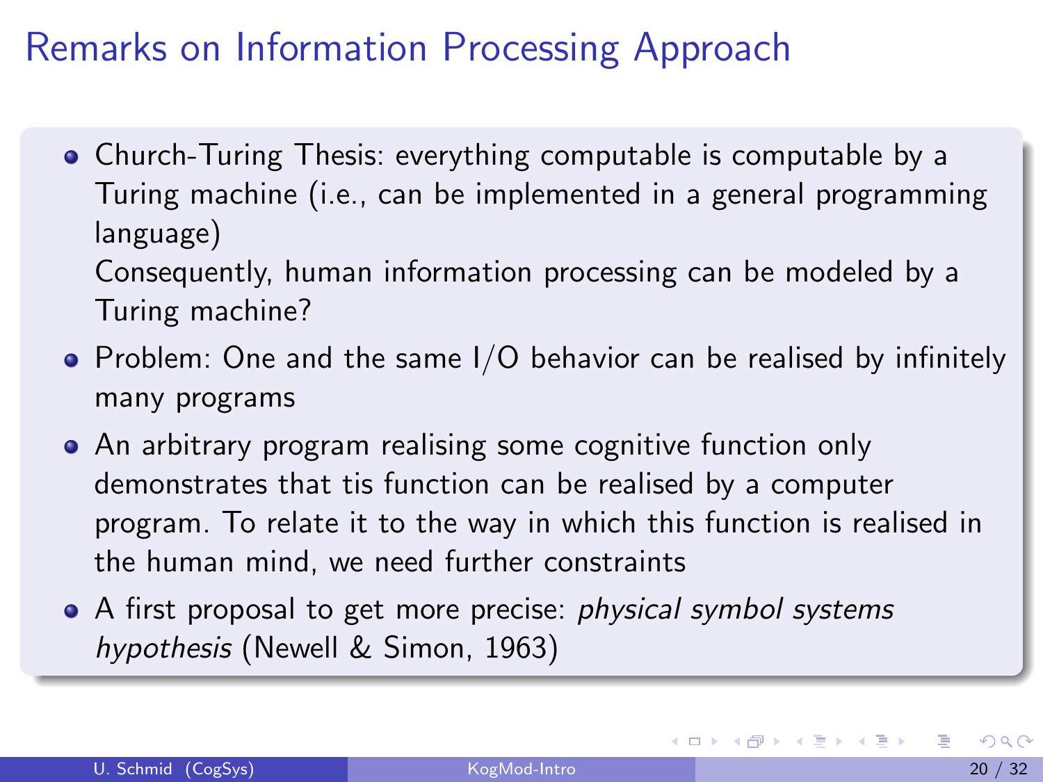# Remarks on Information Processing Approach

- Church-Turing Thesis: everything computable is computable by a Turing machine (i.e., can be implemented in a general programming language)
  Consequently, human information processing can be modeled by a Turing machine?
- Problem: One and the same I/O behavior can be realised by infinitely many programs
- An arbitrary program realising some cognitive function only demonstrates that tis function can be realised by a computer program. To relate it to the way in which this function is realised in the human mind, we need further constraints
- A first proposal to get more precise: *physical symbol systems hypothesis* (Newell & Simon, 1963)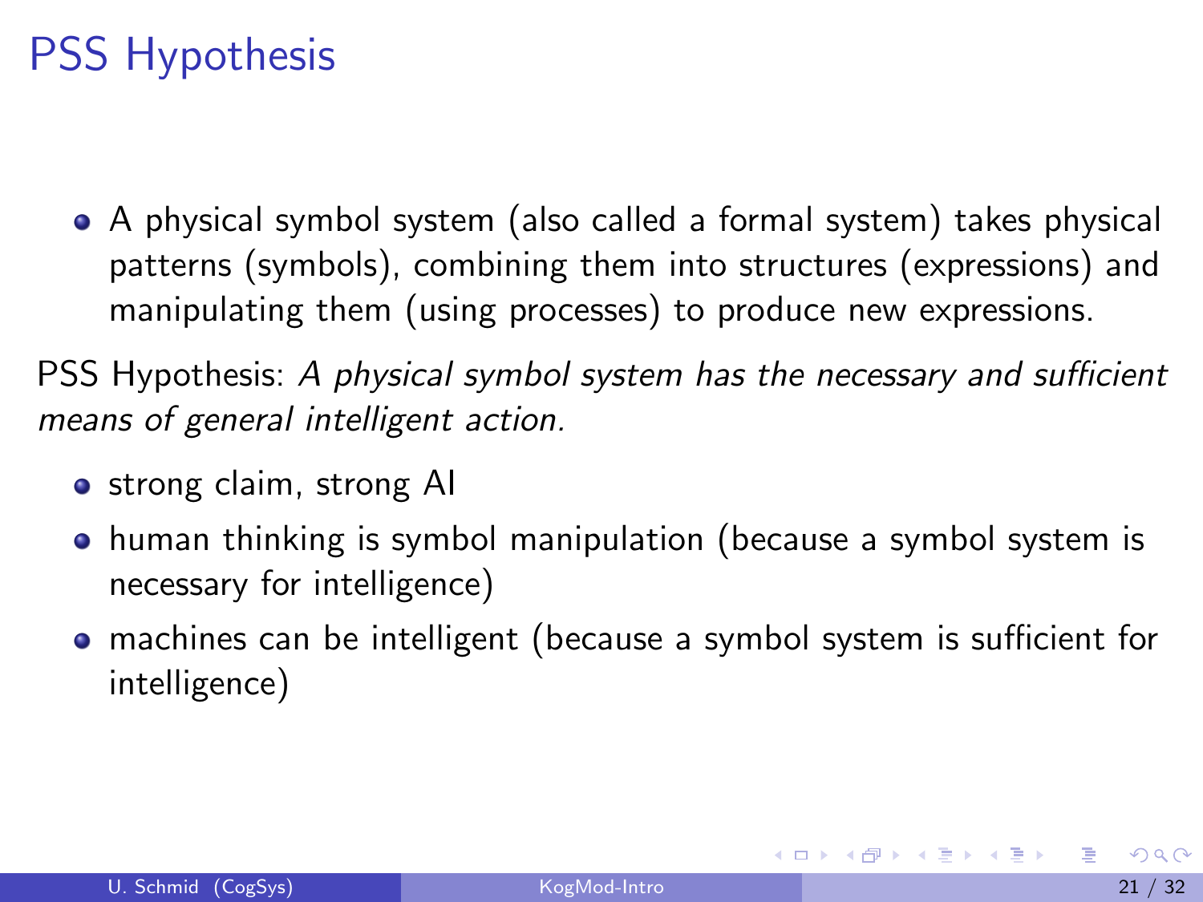# PSS Hypothesis

- A physical symbol system (also called a formal system) takes physical patterns (symbols), combining them into structures (expressions) and manipulating them (using processes) to produce new expressions.

PSS Hypothesis: *A physical symbol system has the necessary and sufficient means of general intelligent action.*

- strong claim, strong AI
- human thinking is symbol manipulation (because a symbol system is necessary for intelligence)
- machines can be intelligent (because a symbol system is sufficient for intelligence)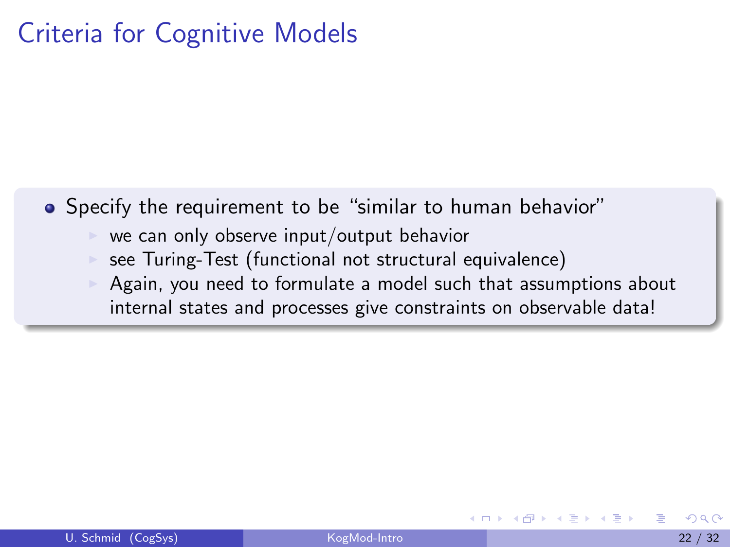# Criteria for Cognitive Models

- Specify the requirement to be “similar to human behavior”
  - we can only observe input/output behavior
  - see Turing-Test (functional not structural equivalence)
  - Again, you need to formulate a model such that assumptions about internal states and processes give constraints on observable data!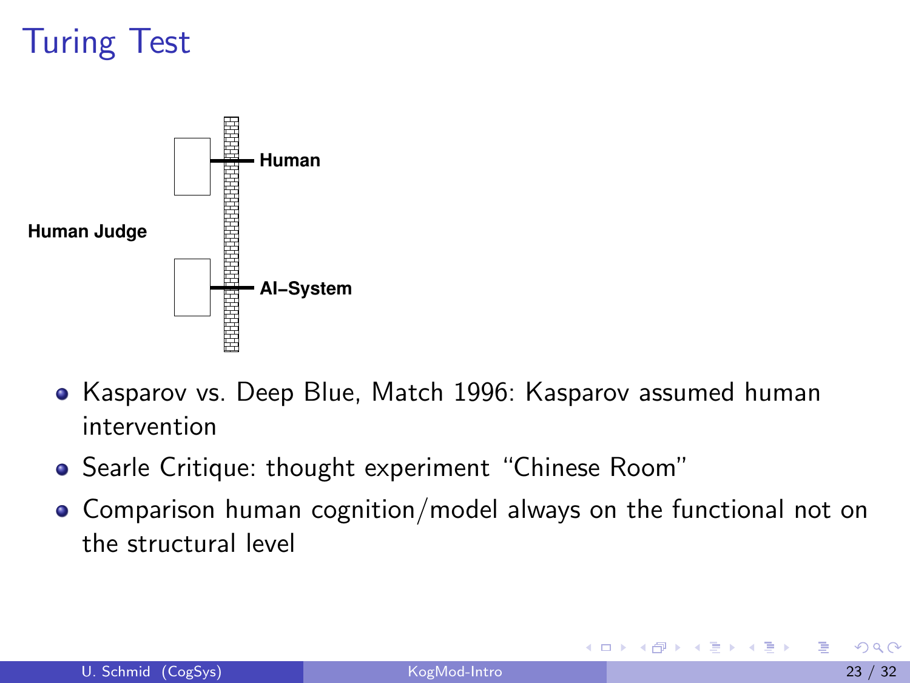# Turing Test

Human Judge

Human

AI–System

- Kasparov vs. Deep Blue, Match 1996: Kasparov assumed human intervention
- Searle Critique: thought experiment "Chinese Room"
- Comparison human cognition/model always on the functional not on the structural level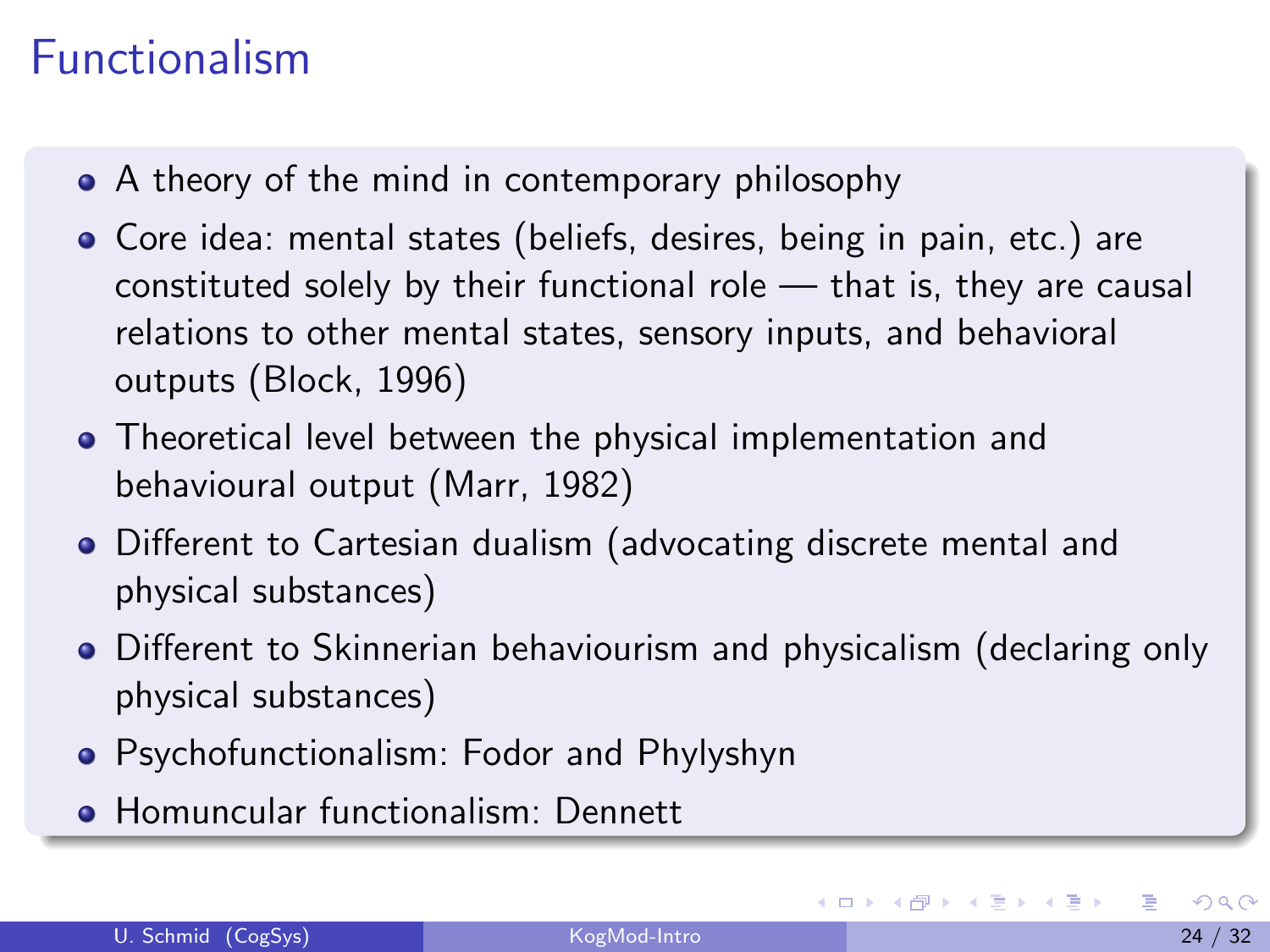# Functionalism

- A theory of the mind in contemporary philosophy
- Core idea: mental states (beliefs, desires, being in pain, etc.) are constituted solely by their functional role — that is, they are causal relations to other mental states, sensory inputs, and behavioral outputs (Block, 1996)
- Theoretical level between the physical implementation and behavioural output (Marr, 1982)
- Different to Cartesian dualism (advocating discrete mental and physical substances)
- Different to Skinnerian behaviourism and physicalism (declaring only physical substances)
- Psychofunctionalism: Fodor and Phylyshyn
- Homuncular functionalism: Dennett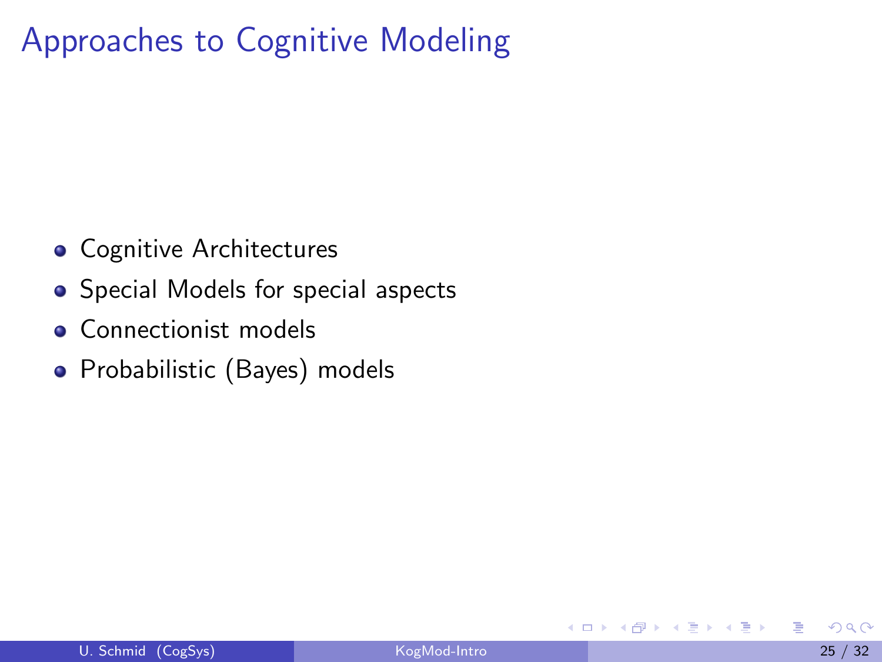# Approaches to Cognitive Modeling

- Cognitive Architectures
- Special Models for special aspects
- Connectionist models
- Probabilistic (Bayes) models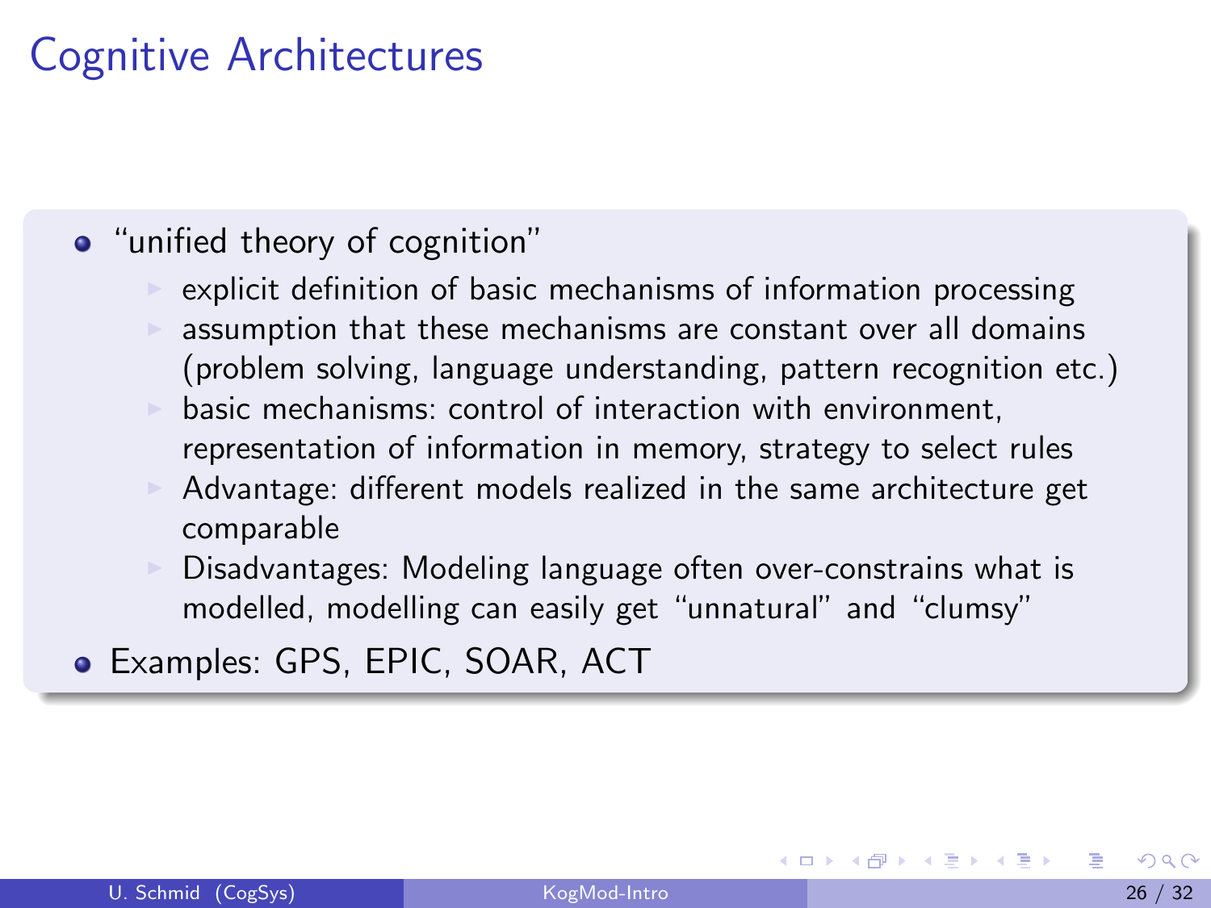# Cognitive Architectures

- "unified theory of cognition"
  - explicit definition of basic mechanisms of information processing
  - assumption that these mechanisms are constant over all domains (problem solving, language understanding, pattern recognition etc.)
  - basic mechanisms: control of interaction with environment, representation of information in memory, strategy to select rules
  - Advantage: different models realized in the same architecture get comparable
  - Disadvantages: Modeling language often over-constrains what is modelled, modelling can easily get "unnatural" and "clumsy"
- Examples: GPS, EPIC, SOAR, ACT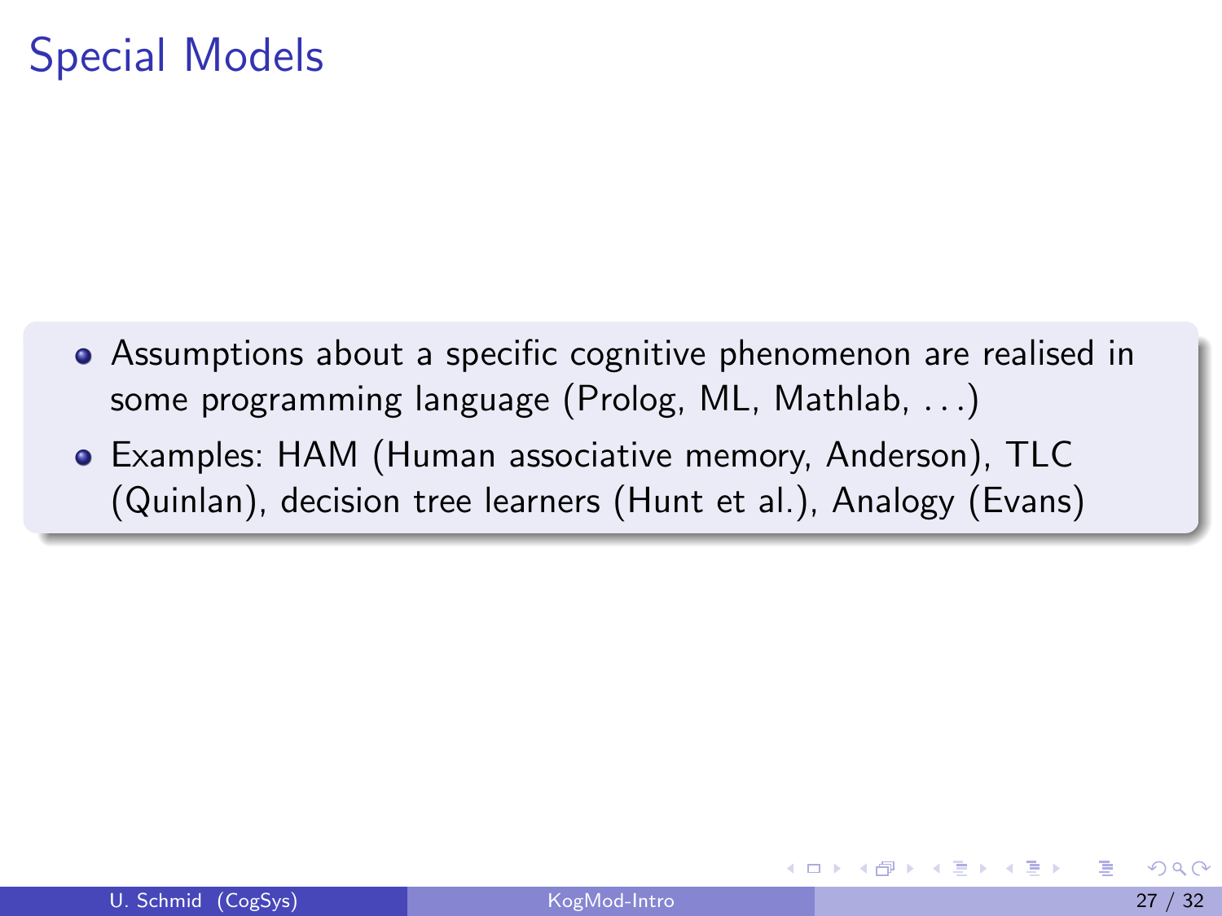# Special Models

- Assumptions about a specific cognitive phenomenon are realised in some programming language (Prolog, ML, Mathlab, ...)
- Examples: HAM (Human associative memory, Anderson), TLC (Quinlan), decision tree learners (Hunt et al.), Analogy (Evans)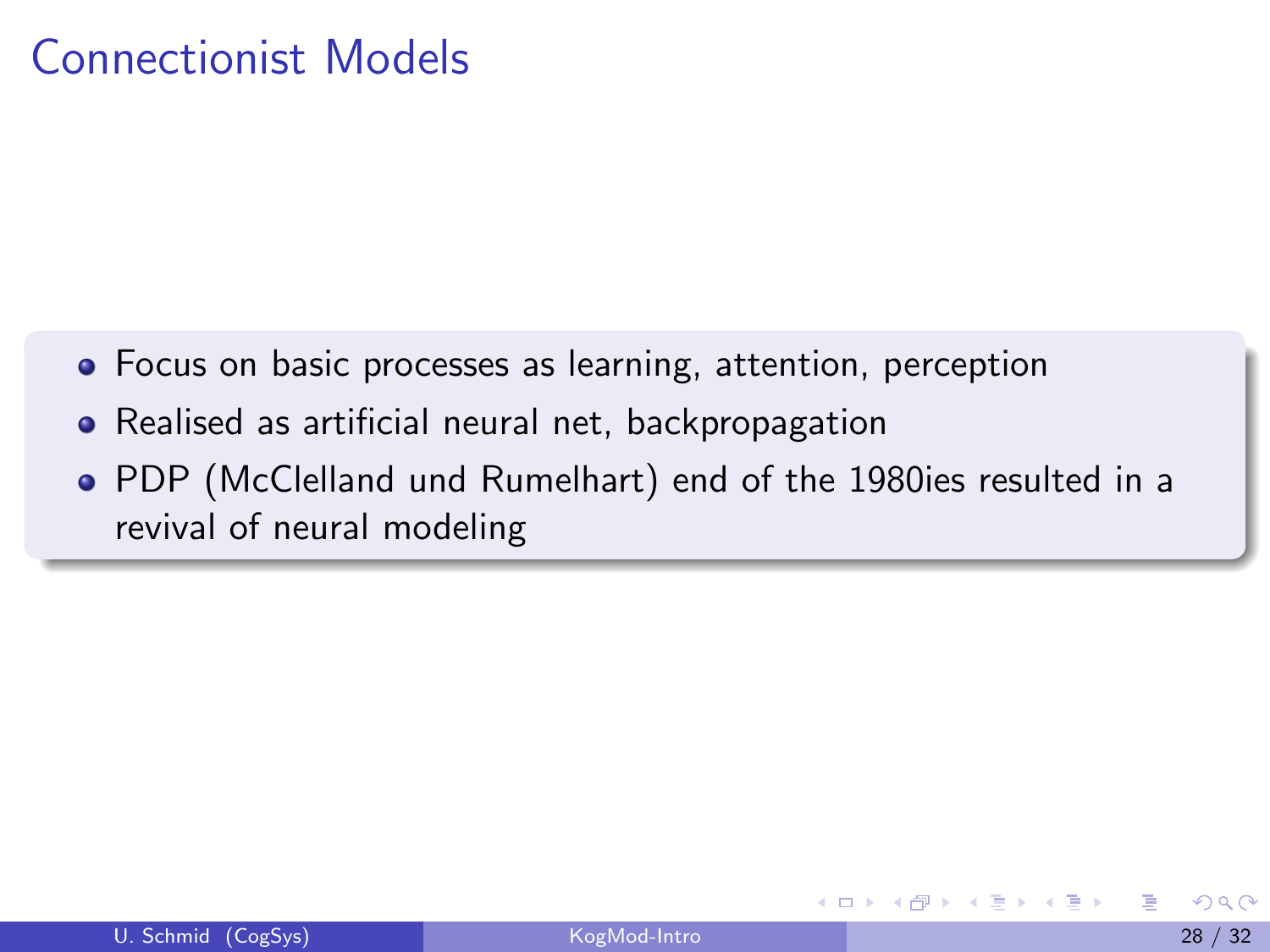# Connectionist Models

- Focus on basic processes as learning, attention, perception
- Realised as artificial neural net, backpropagation
- PDP (McClelland und Rumelhart) end of the 1980ies resulted in a revival of neural modeling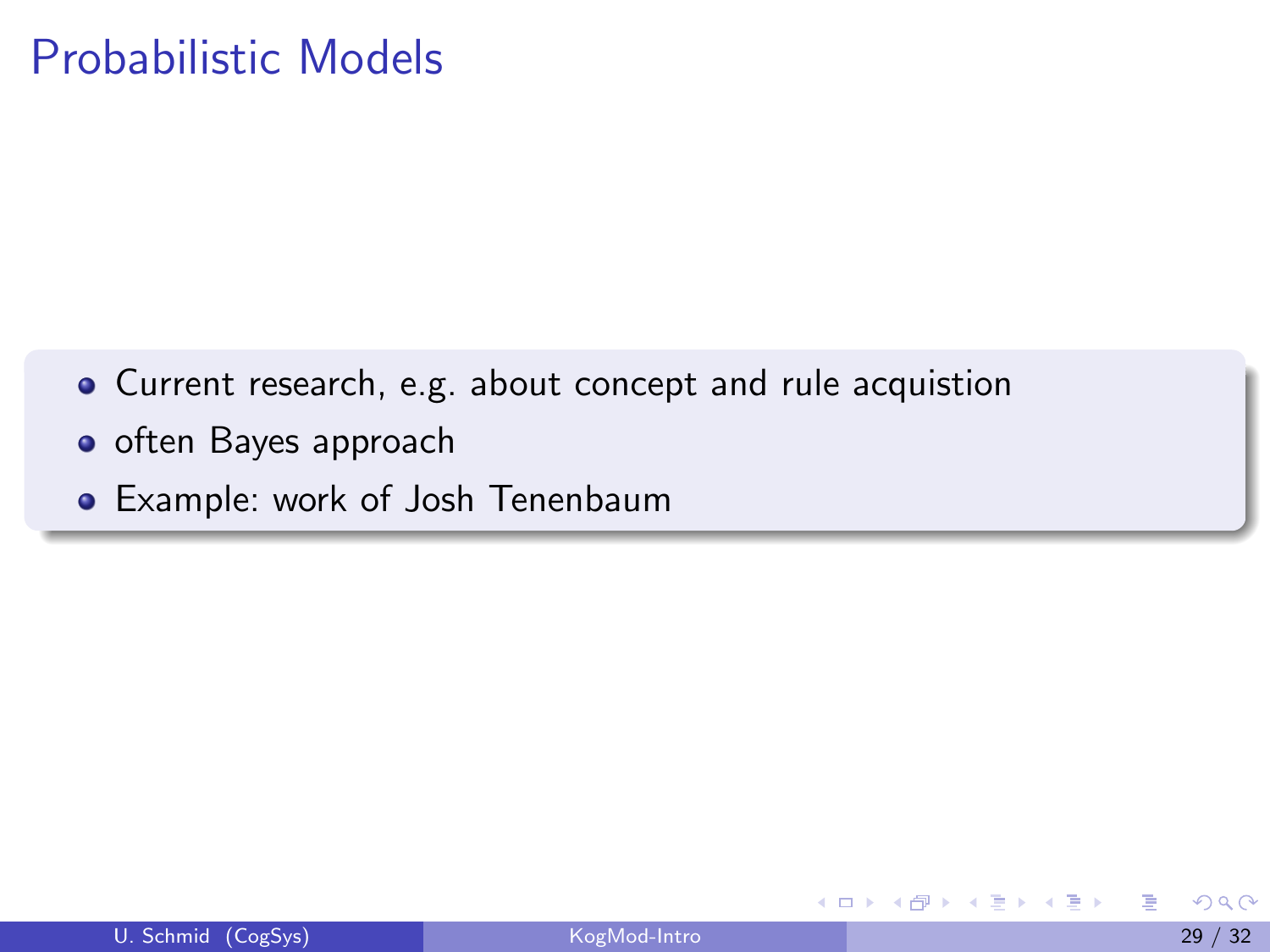# Probabilistic Models

- Current research, e.g. about concept and rule acquistion
- often Bayes approach
- Example: work of Josh Tenenbaum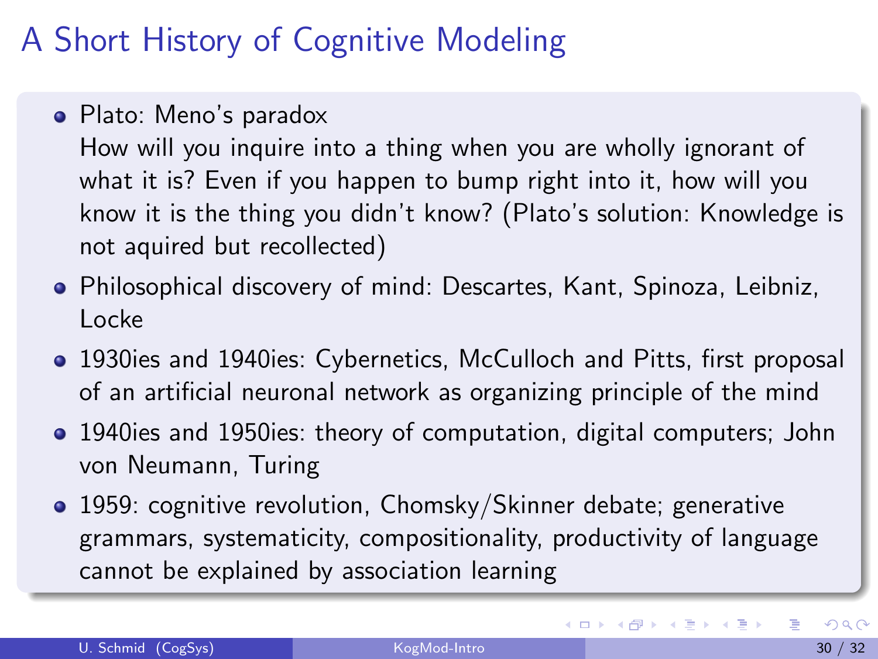# A Short History of Cognitive Modeling

- Plato: Meno's paradox
  How will you inquire into a thing when you are wholly ignorant of what it is? Even if you happen to bump right into it, how will you know it is the thing you didn't know? (Plato's solution: Knowledge is not aquired but recollected)
- Philosophical discovery of mind: Descartes, Kant, Spinoza, Leibniz, Locke
- 1930ies and 1940ies: Cybernetics, McCulloch and Pitts, first proposal of an artificial neuronal network as organizing principle of the mind
- 1940ies and 1950ies: theory of computation, digital computers; John von Neumann, Turing
- 1959: cognitive revolution, Chomsky/Skinner debate; generative grammars, systematicity, compositionality, productivity of language cannot be explained by association learning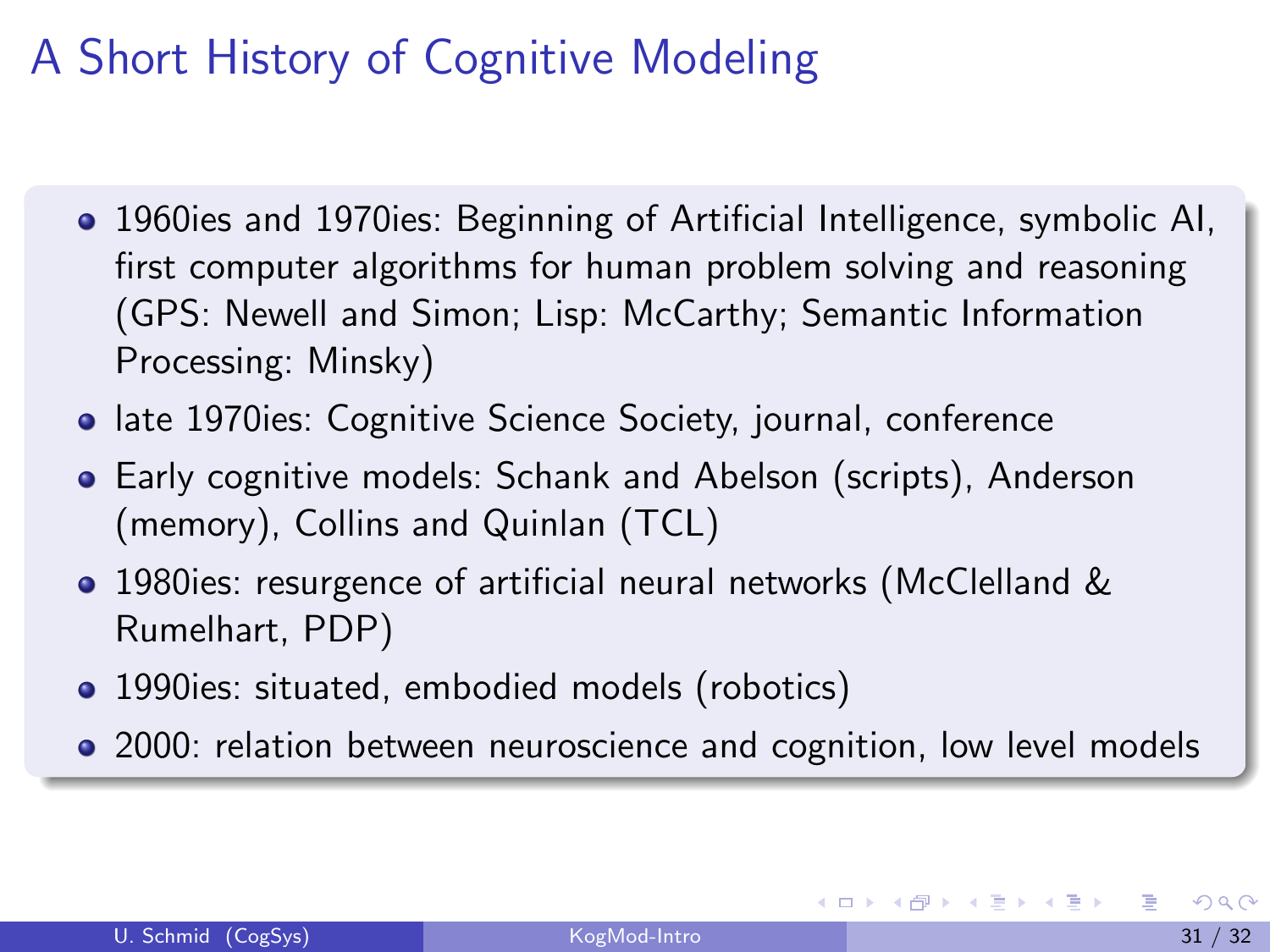# A Short History of Cognitive Modeling

- 1960ies and 1970ies: Beginning of Artificial Intelligence, symbolic AI, first computer algorithms for human problem solving and reasoning (GPS: Newell and Simon; Lisp: McCarthy; Semantic Information Processing: Minsky)
- late 1970ies: Cognitive Science Society, journal, conference
- Early cognitive models: Schank and Abelson (scripts), Anderson (memory), Collins and Quinlan (TCL)
- 1980ies: resurgence of artificial neural networks (McClelland & Rumelhart, PDP)
- 1990ies: situated, embodied models (robotics)
- 2000: relation between neuroscience and cognition, low level models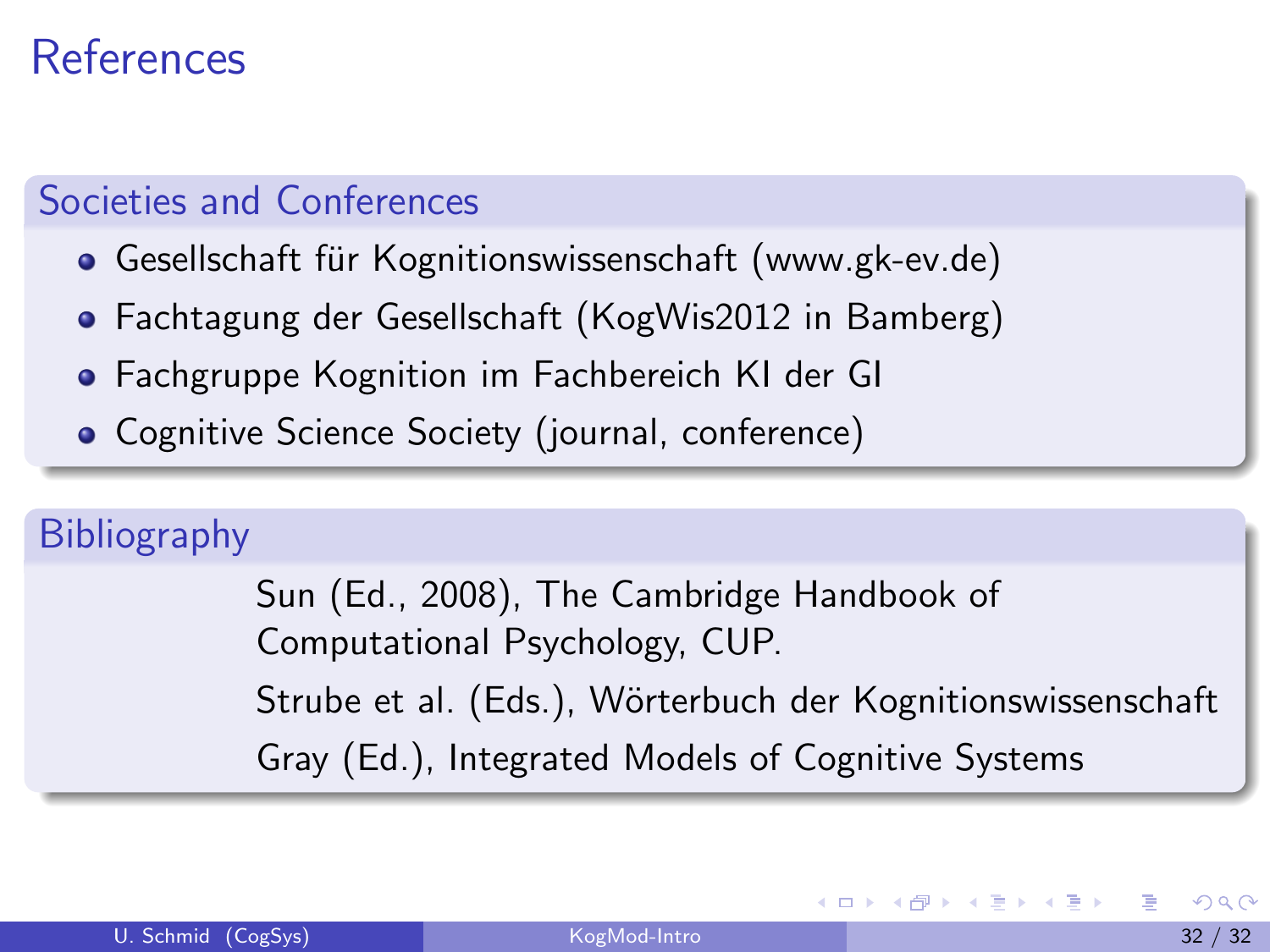# References

## Societies and Conferences

- Gesellschaft für Kognitionswissenschaft (www.gk-ev.de)
- Fachtagung der Gesellschaft (KogWis2012 in Bamberg)
- Fachgruppe Kognition im Fachbereich KI der GI
- Cognitive Science Society (journal, conference)

## Bibliography

Sun (Ed., 2008), The Cambridge Handbook of Computational Psychology, CUP.

Strube et al. (Eds.), Wörterbuch der Kognitionswissenschaft

Gray (Ed.), Integrated Models of Cognitive Systems